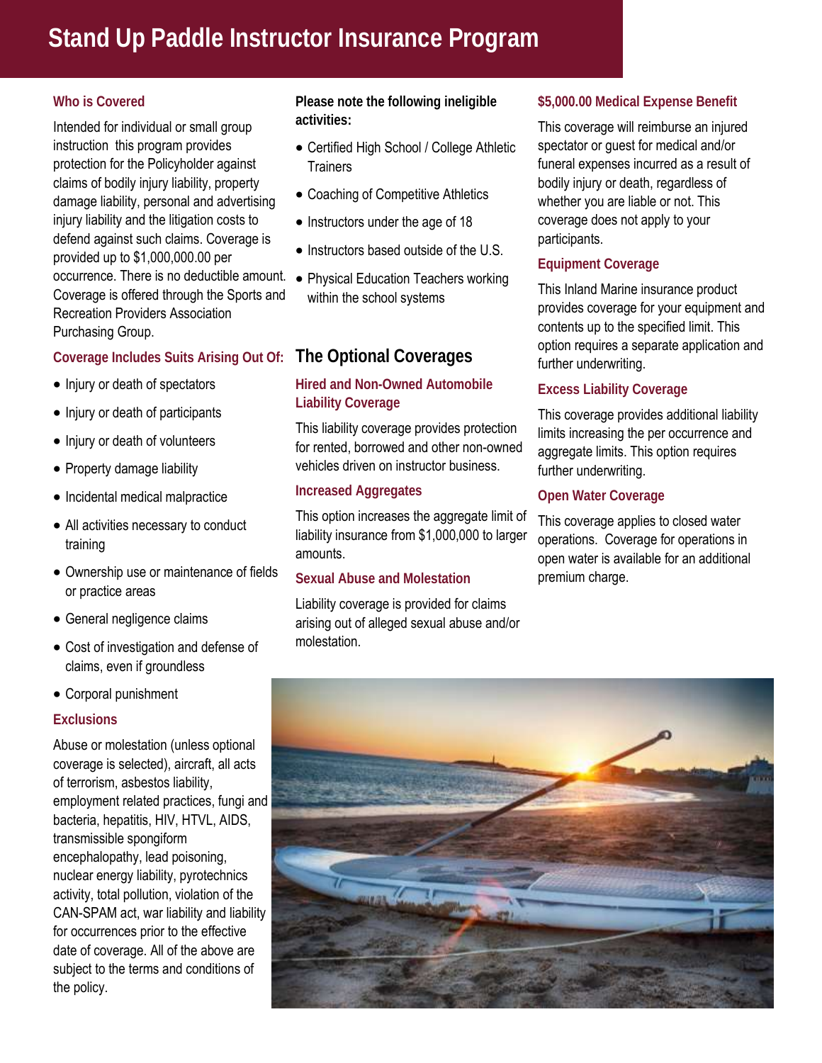# Stand Up Paddle Instructor Insurance Program

## Who is Covered

Intended for individual or small group instruction this program provides protection for the Policyholder against claims of bodily injury liability, property damage liability, personal and advertising injury liability and the litigation costs to defend against such claims. Coverage is provided up to $1,000,000.00 per occurrence. There is no deductible amount. Coverage is offered through the Sports and Recreation Providers Association Purchasing Group.

## Coverage Includes Suits Arising Out Of:

- Injury or death of spectators
- Injury or death of participants
- Injury or death of volunteers
- Property damage liability
- Incidental medical malpractice
- All activities necessary to conduct training
- Ownership use or maintenance of fields or practice areas
- General negligence claims
- Cost of investigation and defense of claims, even if groundless
- Corporal punishment

## Exclusions

Abuse or molestation (unless optional coverage is selected), aircraft, all acts of terrorism, asbestos liability, employment related practices, fungi and bacteria, hepatitis, HIV, HTVL, AIDS, transmissible spongiform encephalopathy, lead poisoning, nuclear energy liability, pyrotechnics activity, total pollution, violation of the CAN-SPAM act, war liability and liability for occurrences prior to the effective date of coverage. All of the above are subject to the terms and conditions of the policy.

**Please note the following ineligible activities:**

- Certified High School / College Athletic Trainers
- Coaching of Competitive Athletics
- Instructors under the age of 18
- Instructors based outside of the U.S.
- Physical Education Teachers working within the school systems

# The Optional Coverages

## Hired and Non-Owned Automobile Liability Coverage

This liability coverage provides protection for rented, borrowed and other non-owned vehicles driven on instructor business.

## Increased Aggregates

This option increases the aggregate limit of liability insurance from $1,000,000 to larger amounts.

## Sexual Abuse and Molestation

Liability coverage is provided for claims arising out of alleged sexual abuse and/or molestation.

## $5,000.00 Medical Expense Benefit

This coverage will reimburse an injured spectator or guest for medical and/or funeral expenses incurred as a result of bodily injury or death, regardless of whether you are liable or not. This coverage does not apply to your participants.

## Equipment Coverage

This Inland Marine insurance product provides coverage for your equipment and contents up to the specified limit. This option requires a separate application and further underwriting.

## Excess Liability Coverage

This coverage provides additional liability limits increasing the per occurrence and aggregate limits. This option requires further underwriting.

## Open Water Coverage

This coverage applies to closed water operations. Coverage for operations in open water is available for an additional premium charge.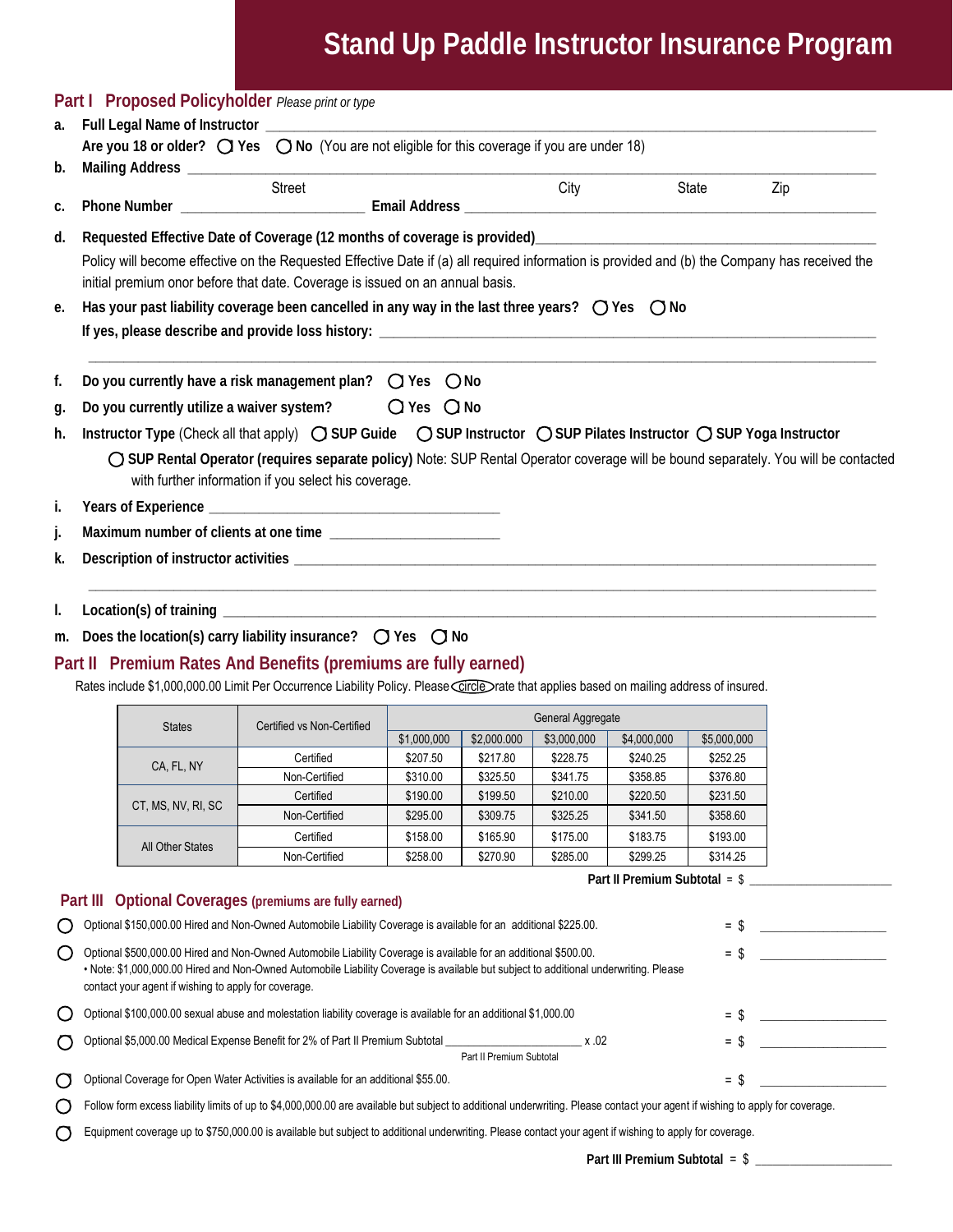# Stand Up Paddle Instructor Insurance Program

## Part I Proposed Policyholder *Please print or type*

a. **Full Legal Name of Instructor** ______________________________________________

**Are you 18 or older?** ◯ **Yes** ◯ **No** (You are not eligible for this coverage if you are under 18)

b. **Mailing Address** ______________________________________________

Street City State Zip

c. **Phone Number** ______________________ **Email Address** ______________________

d. **Requested Effective Date of Coverage (12 months of coverage is provided)** ______________________

Policy will become effective on the Requested Effective Date if (a) all required information is provided and (b) the Company has received the initial premium onor before that date. Coverage is issued on an annual basis.

e. **Has your past liability coverage been cancelled in any way in the last three years?** ◯ **Yes** ◯ **No**

**If yes, please describe and provide loss history:** ______________________

f. **Do you currently have a risk management plan?** ◯ **Yes** ◯ **No**

g. **Do you currently utilize a waiver system?** ◯ **Yes** ◯ **No**

h. **Instructor Type** (Check all that apply) ◯ **SUP Guide** ◯ **SUP Instructor** ◯ **SUP Pilates Instructor** ◯ **SUP Yoga Instructor**

◯ **SUP Rental Operator (requires separate policy)** Note: SUP Rental Operator coverage will be bound separately. You will be contacted with further information if you select his coverage.

i. **Years of Experience** ______________________

j. **Maximum number of clients at one time** ______________________

k. **Description of instructor activities** ______________________

l. **Location(s) of training** ______________________

m. **Does the location(s) carry liability insurance?** ◯ **Yes** ◯ **No**

## Part II Premium Rates And Benefits (premiums are fully earned)

Rates include $1,000,000.00 Limit Per Occurrence Liability Policy. Please circle rate that applies based on mailing address of insured.

| States | Certified vs Non-Certified | General Aggregate | | | | |
|---|---|---|---|---|---|---|
| | | $1,000,000 | $2,000,000 | $3,000,000 | $4,000,000 | $5,000,000 |
| CA, FL, NY | Certified | $207.50 | $217.80 | $228.75 | $240.25 | $252.25 |
| | Non-Certified | $310.00 | $325.50 | $341.75 | $358.85 | $376.80 |
| CT, MS, NV, RI, SC | Certified | $190.00 | $199.50 | $210.00 | $220.50 | $231.50 |
| | Non-Certified | $295.00 | $309.75 | $325.25 | $341.50 | $358.60 |
| All Other States | Certified | $158.00 | $165.90 | $175.00 | $183.75 | $193.00 |
| | Non-Certified | $258.00 | $270.90 | $285.00 | $299.25 | $314.25 |

**Part II Premium Subtotal** = $ ______________________

## Part III Optional Coverages (premiums are fully earned)

◯ Optional $150,000.00 Hired and Non-Owned Automobile Liability Coverage is available for an additional $225.00. = $ ______________

◯ Optional $500,000.00 Hired and Non-Owned Automobile Liability Coverage is available for an additional $500.00. = $ ______________
• Note: $1,000,000.00 Hired and Non-Owned Automobile Liability Coverage is available but subject to additional underwriting. Please contact your agent if wishing to apply for coverage.

◯ Optional $100,000.00 sexual abuse and molestation liability coverage is available for an additional $1,000.00 = $ ______________

◯ Optional $5,000.00 Medical Expense Benefit for 2% of Part II Premium Subtotal ______________ x .02 = $ ______________
Part II Premium Subtotal

◯ Optional Coverage for Open Water Activities is available for an additional $55.00. = $ ______________

◯ Follow form excess liability limits of up to $4,000,000.00 are available but subject to additional underwriting. Please contact your agent if wishing to apply for coverage.

◯ Equipment coverage up to $750,000.00 is available but subject to additional underwriting. Please contact your agent if wishing to apply for coverage.

**Part III Premium Subtotal** = $ ______________________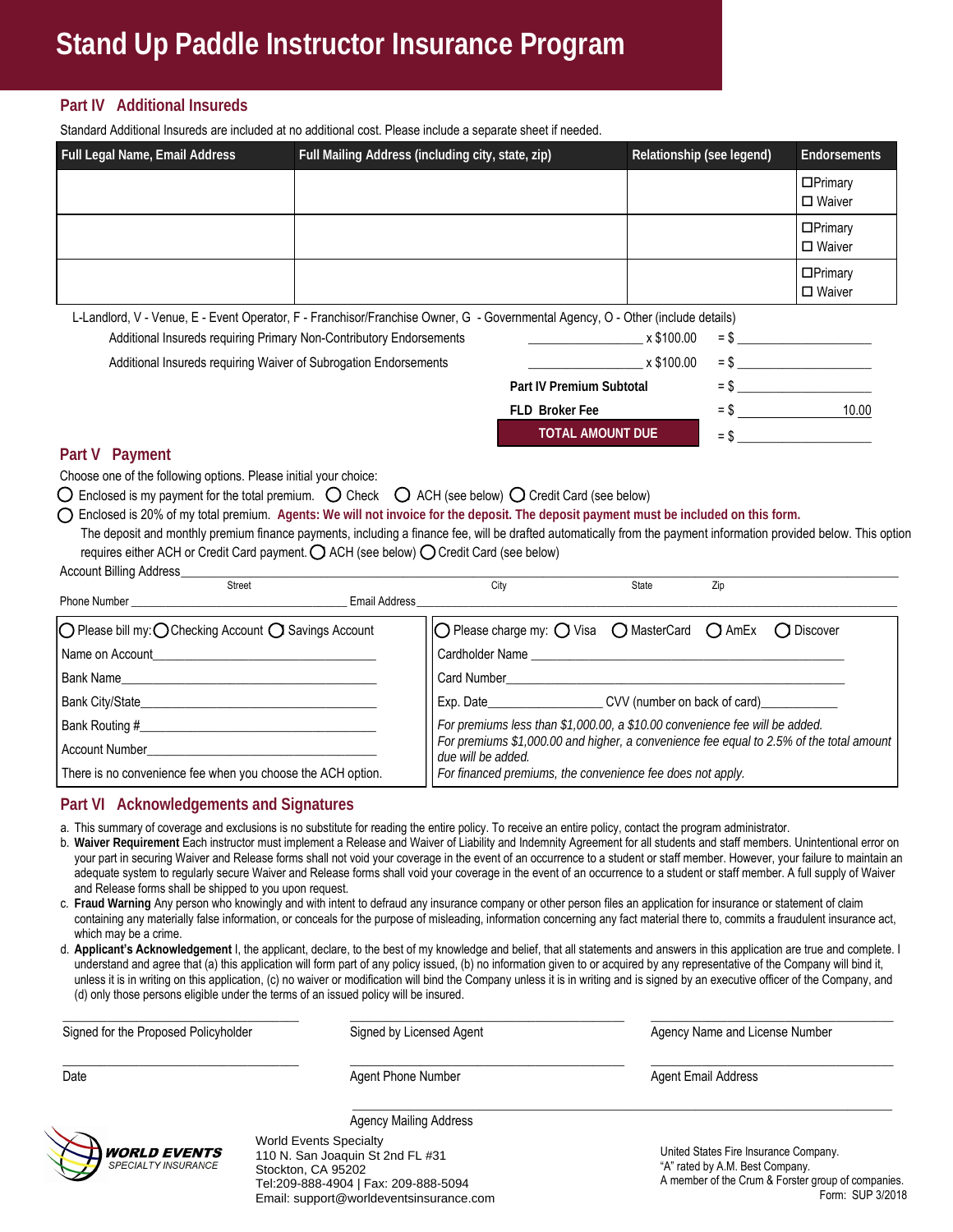# Stand Up Paddle Instructor Insurance Program

## Part IV Additional Insureds

Standard Additional Insureds are included at no additional cost. Please include a separate sheet if needed.

| Full Legal Name, Email Address | Full Mailing Address (including city, state, zip) | Relationship (see legend) | Endorsements |
|---|---|---|---|
| | | | ☐Primary ☐ Waiver |
| | | | ☐Primary ☐ Waiver |
| | | | ☐Primary ☐ Waiver |

L-Landlord, V - Venue, E - Event Operator, F - Franchisor/Franchise Owner, G - Governmental Agency, O - Other (include details)

Additional Insureds requiring Primary Non-Contributory Endorsements ________________ x $100.00 = $ ____________________

Additional Insureds requiring Waiver of Subrogation Endorsements ________________ x $100.00 = $ ____________________

**Part IV Premium Subtotal** = $ ____________________

**FLD Broker Fee** = $ 10.00

**TOTAL AMOUNT DUE** = $ ____________________

## Part V Payment

Choose one of the following options. Please initial your choice:

◯ Enclosed is my payment for the total premium. ◯ Check ◯ ACH (see below) ◯ Credit Card (see below)

◯ Enclosed is 20% of my total premium. **Agents: We will not invoice for the deposit. The deposit payment must be included on this form.**

The deposit and monthly premium finance payments, including a finance fee, will be drafted automatically from the payment information provided below. This option requires either ACH or Credit Card payment. ◯ ACH (see below) ◯ Credit Card (see below)

Account Billing Address_____________________________________________________________
Street City State Zip

Phone Number ______________________________ Email Address____________________________________

| ◯ Please bill my: ◯ Checking Account ◯ Savings Account | ◯ Please charge my: ◯ Visa ◯ MasterCard ◯ AmEx ◯ Discover |
|---|---|
| Name on Account________________________ | Cardholder Name ____________________________ |
| Bank Name________________________ | Card Number____________________________ |
| Bank City/State________________________ | Exp. Date________________ CVV (number on back of card)___________ |
| Bank Routing #________________________ | *For premiums less than $1,000.00, a $10.00 convenience fee will be added.* |
| Account Number________________________ | *For premiums $1,000.00 and higher, a convenience fee equal to 2.5% of the total amount due will be added.* |
| There is no convenience fee when you choose the ACH option. | *For financed premiums, the convenience fee does not apply.* |

## Part VI Acknowledgements and Signatures

a. This summary of coverage and exclusions is no substitute for reading the entire policy. To receive an entire policy, contact the program administrator.

b. **Waiver Requirement** Each instructor must implement a Release and Waiver of Liability and Indemnity Agreement for all students and staff members. Unintentional error on your part in securing Waiver and Release forms shall not void your coverage in the event of an occurrence to a student or staff member. However, your failure to maintain an adequate system to regularly secure Waiver and Release forms shall void your coverage in the event of an occurrence to a student or staff member. A full supply of Waiver and Release forms shall be shipped to you upon request.

c. **Fraud Warning** Any person who knowingly and with intent to defraud any insurance company or other person files an application for insurance or statement of claim containing any materially false information, or conceals for the purpose of misleading, information concerning any fact material there to, commits a fraudulent insurance act, which may be a crime.

d. **Applicant's Acknowledgement** I, the applicant, declare, to the best of my knowledge and belief, that all statements and answers in this application are true and complete. I understand and agree that (a) this application will form part of any policy issued, (b) no information given to or acquired by any representative of the Company will bind it, unless it is in writing on this application, (c) no waiver or modification will bind the Company unless it is in writing and is signed by an executive officer of the Company, and (d) only those persons eligible under the terms of an issued policy will be insured.

______________________________ Signed for the Proposed Policyholder

______________________________ Signed by Licensed Agent

______________________________ Agency Name and License Number

______________________________ Date

______________________________ Agent Phone Number

______________________________ Agent Email Address

______________________________ Agency Mailing Address

**WORLD EVENTS** *SPECIALTY INSURANCE*

World Events Specialty
110 N. San Joaquin St 2nd FL #31
Stockton, CA 95202
Tel:209-888-4904 | Fax: 209-888-5094
Email: support@worldeventsinsurance.com

United States Fire Insurance Company.
"A" rated by A.M. Best Company.
A member of the Crum & Forster group of companies.
Form: SUP 3/2018